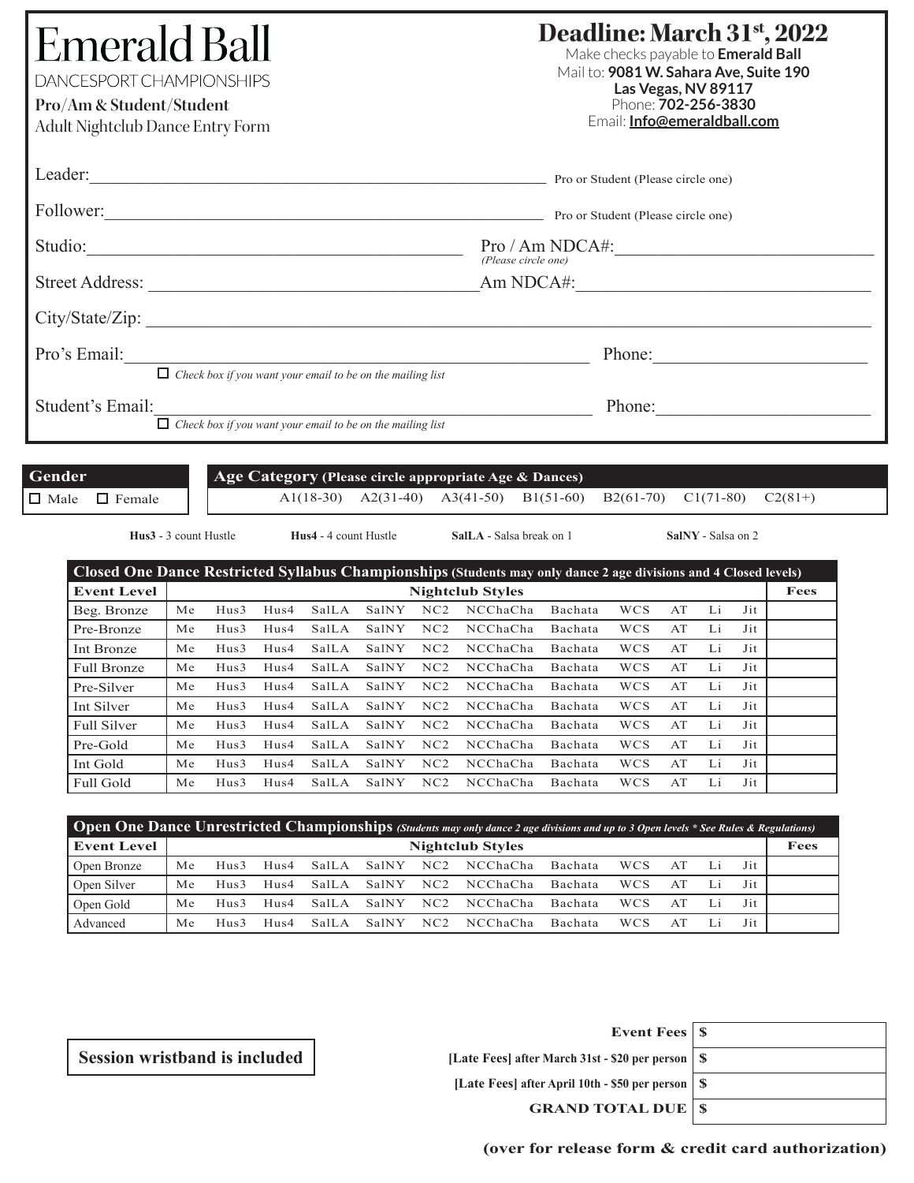# Emerald Ball

DANCESPORT CHAMPIONSHIPS

**Pro/Am & Student/Student**

Adult Nightclub Dance Entry Form

## Deadline: March 31st, 2022

Make checks payable to **Emerald Ball**

Mail to: **9081 W. Sahara Ave, Suite 190 Las Vegas, NV 89117**

Phone: **702-256-3830**

Email: **Info@emeraldball.com**

Leader:\_\_\_\_\_\_\_\_\_\_\_\_\_\_\_\_\_\_\_\_\_\_\_\_\_\_\_\_\_\_\_\_\_\_\_\_\_\_\_\_\_\_\_\_ Pro or Student (Please circle one)

Follower:\_\_\_\_\_\_\_\_\_\_\_\_\_\_\_\_\_\_\_\_\_\_\_\_\_\_\_\_\_\_\_\_\_\_\_\_\_\_\_\_\_\_\_\_ Pro or Student (Please circle one)

Studio:\_\_\_\_\_\_\_\_\_\_\_\_\_\_\_\_\_\_\_\_\_\_\_\_\_\_\_\_\_\_\_\_\_\_ Pro / Am NDCA#:\_\_\_\_\_\_\_\_\_\_\_\_\_\_\_\_\_\_\_\_\_\_
*(Please circle one)*

Street Address: \_\_\_\_\_\_\_\_\_\_\_\_\_\_\_\_\_\_\_\_\_\_\_\_\_\_\_\_\_\_\_\_\_\_ Am NDCA#:\_\_\_\_\_\_\_\_\_\_\_\_\_\_\_\_\_\_\_\_\_\_\_\_\_\_

City/State/Zip: \_\_\_\_\_\_\_\_\_\_\_\_\_\_\_\_\_\_\_\_\_\_\_\_\_\_\_\_\_\_\_\_\_\_\_\_\_\_\_\_\_\_\_\_\_\_\_\_\_\_\_\_\_\_\_\_\_\_\_\_\_\_

Pro's Email:\_\_\_\_\_\_\_\_\_\_\_\_\_\_\_\_\_\_\_\_\_\_\_\_\_\_\_\_\_\_\_\_\_\_\_\_\_\_\_\_\_\_\_\_ Phone:\_\_\_\_\_\_\_\_\_\_\_\_\_\_\_\_\_\_\_\_

☐ *Check box if you want your email to be on the mailing list*

Student's Email:\_\_\_\_\_\_\_\_\_\_\_\_\_\_\_\_\_\_\_\_\_\_\_\_\_\_\_\_\_\_\_\_\_\_\_\_\_\_\_\_\_\_ Phone:\_\_\_\_\_\_\_\_\_\_\_\_\_\_\_\_\_\_\_\_

☐ *Check box if you want your email to be on the mailing list*

**Gender**

☐ Male ☐ Female

**Age Category (Please circle appropriate Age & Dances)**

A1(18-30) A2(31-40) A3(41-50) B1(51-60) B2(61-70) C1(71-80) C2(81+)

**Hus3** - 3 count Hustle **Hus4** - 4 count Hustle **SalLA** - Salsa break on 1 **SalNY** - Salsa on 2

**Closed One Dance Restricted Syllabus Championships (Students may only dance 2 age divisions and 4 Closed levels)**

| Event Level | Nightclub Styles | | | | | | | | | | | | Fees |
|---|---|---|---|---|---|---|---|---|---|---|---|---|---|
| Beg. Bronze | Me | Hus3 | Hus4 | SalLA | SalNY | NC2 | NCChaCha | Bachata | WCS | AT | Li | Jit | |
| Pre-Bronze | Me | Hus3 | Hus4 | SalLA | SalNY | NC2 | NCChaCha | Bachata | WCS | AT | Li | Jit | |
| Int Bronze | Me | Hus3 | Hus4 | SalLA | SalNY | NC2 | NCChaCha | Bachata | WCS | AT | Li | Jit | |
| Full Bronze | Me | Hus3 | Hus4 | SalLA | SalNY | NC2 | NCChaCha | Bachata | WCS | AT | Li | Jit | |
| Pre-Silver | Me | Hus3 | Hus4 | SalLA | SalNY | NC2 | NCChaCha | Bachata | WCS | AT | Li | Jit | |
| Int Silver | Me | Hus3 | Hus4 | SalLA | SalNY | NC2 | NCChaCha | Bachata | WCS | AT | Li | Jit | |
| Full Silver | Me | Hus3 | Hus4 | SalLA | SalNY | NC2 | NCChaCha | Bachata | WCS | AT | Li | Jit | |
| Pre-Gold | Me | Hus3 | Hus4 | SalLA | SalNY | NC2 | NCChaCha | Bachata | WCS | AT | Li | Jit | |
| Int Gold | Me | Hus3 | Hus4 | SalLA | SalNY | NC2 | NCChaCha | Bachata | WCS | AT | Li | Jit | |
| Full Gold | Me | Hus3 | Hus4 | SalLA | SalNY | NC2 | NCChaCha | Bachata | WCS | AT | Li | Jit | |

**Open One Dance Unrestricted Championships** ***(Students may only dance 2 age divisions and up to 3 Open levels * See Rules & Regulations)***

| Event Level | Nightclub Styles | | | | | | | | | | | | Fees |
|---|---|---|---|---|---|---|---|---|---|---|---|---|---|
| Open Bronze | Me | Hus3 | Hus4 | SalLA | SalNY | NC2 | NCChaCha | Bachata | WCS | AT | Li | Jit | |
| Open Silver | Me | Hus3 | Hus4 | SalLA | SalNY | NC2 | NCChaCha | Bachata | WCS | AT | Li | Jit | |
| Open Gold | Me | Hus3 | Hus4 | SalLA | SalNY | NC2 | NCChaCha | Bachata | WCS | AT | Li | Jit | |
| Advanced | Me | Hus3 | Hus4 | SalLA | SalNY | NC2 | NCChaCha | Bachata | WCS | AT | Li | Jit | |

**Session wristband is included**

| | |
|---|---|
| **Event Fees** | $ |
| **[Late Fees] after March 31st - $20 per person** | $ |
| **[Late Fees] after April 10th - $50 per person** | $ |
| **GRAND TOTAL DUE** | $ |

**(over for release form & credit card authorization)**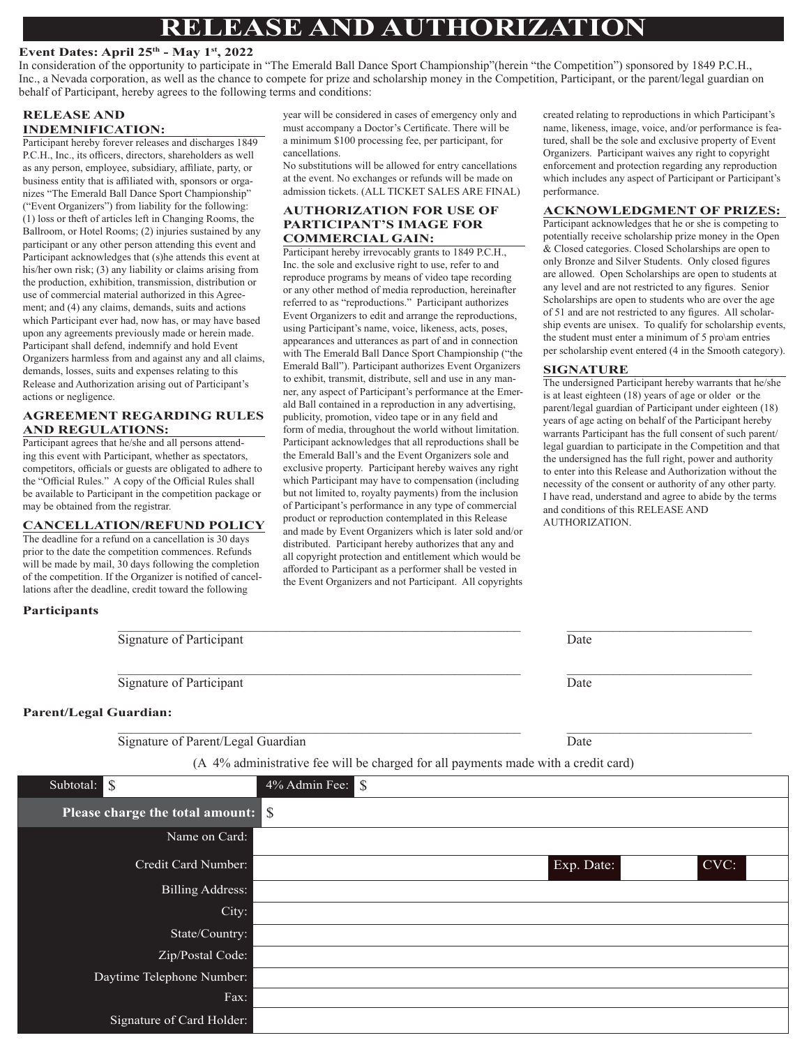# RELEASE AND AUTHORIZATION

**Event Dates: April 25th - May 1st, 2022**

In consideration of the opportunity to participate in "The Emerald Ball Dance Sport Championship"(herein "the Competition") sponsored by 1849 P.C.H., Inc., a Nevada corporation, as well as the chance to compete for prize and scholarship money in the Competition, Participant, or the parent/legal guardian on behalf of Participant, hereby agrees to the following terms and conditions:

## RELEASE AND INDEMNIFICATION:

Participant hereby forever releases and discharges 1849 P.C.H., Inc., its officers, directors, shareholders as well as any person, employee, subsidiary, affiliate, party, or business entity that is affiliated with, sponsors or organizes "The Emerald Ball Dance Sport Championship" ("Event Organizers") from liability for the following: (1) loss or theft of articles left in Changing Rooms, the Ballroom, or Hotel Rooms; (2) injuries sustained by any participant or any other person attending this event and Participant acknowledges that (s)he attends this event at his/her own risk; (3) any liability or claims arising from the production, exhibition, transmission, distribution or use of commercial material authorized in this Agreement; and (4) any claims, demands, suits and actions which Participant ever had, now has, or may have based upon any agreements previously made or herein made. Participant shall defend, indemnify and hold Event Organizers harmless from and against any and all claims, demands, losses, suits and expenses relating to this Release and Authorization arising out of Participant's actions or negligence.

## AGREEMENT REGARDING RULES AND REGULATIONS:

Participant agrees that he/she and all persons attending this event with Participant, whether as spectators, competitors, officials or guests are obligated to adhere to the "Official Rules." A copy of the Official Rules shall be available to Participant in the competition package or may be obtained from the registrar.

## CANCELLATION/REFUND POLICY

The deadline for a refund on a cancellation is 30 days prior to the date the competition commences. Refunds will be made by mail, 30 days following the completion of the competition. If the Organizer is notified of cancellations after the deadline, credit toward the following year will be considered in cases of emergency only and must accompany a Doctor's Certificate. There will be a minimum $100 processing fee, per participant, for cancellations.

No substitutions will be allowed for entry cancellations at the event. No exchanges or refunds will be made on admission tickets. (ALL TICKET SALES ARE FINAL)

## AUTHORIZATION FOR USE OF PARTICIPANT'S IMAGE FOR COMMERCIAL GAIN:

Participant hereby irrevocably grants to 1849 P.C.H., Inc. the sole and exclusive right to use, refer to and reproduce programs by means of video tape recording or any other method of media reproduction, hereinafter referred to as "reproductions." Participant authorizes Event Organizers to edit and arrange the reproductions, using Participant's name, voice, likeness, acts, poses, appearances and utterances as part of and in connection with The Emerald Ball Dance Sport Championship ("the Emerald Ball"). Participant authorizes Event Organizers to exhibit, transmit, distribute, sell and use in any manner, any aspect of Participant's performance at the Emerald Ball contained in a reproduction in any advertising, publicity, promotion, video tape or in any field and form of media, throughout the world without limitation. Participant acknowledges that all reproductions shall be the Emerald Ball's and the Event Organizers sole and exclusive property. Participant hereby waives any right which Participant may have to compensation (including but not limited to, royalty payments) from the inclusion of Participant's performance in any type of commercial product or reproduction contemplated in this Release and made by Event Organizers which is later sold and/or distributed. Participant hereby authorizes that any and all copyright protection and entitlement which would be afforded to Participant as a performer shall be vested in the Event Organizers and not Participant. All copyrights created relating to reproductions in which Participant's name, likeness, image, voice, and/or performance is featured, shall be the sole and exclusive property of Event Organizers. Participant waives any right to copyright enforcement and protection regarding any reproduction which includes any aspect of Participant or Participant's performance.

## ACKNOWLEDGMENT OF PRIZES:

Participant acknowledges that he or she is competing to potentially receive scholarship prize money in the Open & Closed categories. Closed Scholarships are open to only Bronze and Silver Students. Only closed figures are allowed. Open Scholarships are open to students at any level and are not restricted to any figures. Senior Scholarships are open to students who are over the age of 51 and are not restricted to any figures. All scholarship events are unisex. To qualify for scholarship events, the student must enter a minimum of 5 pro\am entries per scholarship event entered (4 in the Smooth category).

## SIGNATURE

The undersigned Participant hereby warrants that he/she is at least eighteen (18) years of age or older or the parent/legal guardian of Participant under eighteen (18) years of age acting on behalf of the Participant hereby warrants Participant has the full consent of such parent/legal guardian to participate in the Competition and that the undersigned has the full right, power and authority to enter into this Release and Authorization without the necessity of the consent or authority of any other party. I have read, understand and agree to abide by the terms and conditions of this RELEASE AND AUTHORIZATION.

**Participants**

Signature of Participant ______________________ Date ____________

Signature of Participant ______________________ Date ____________

**Parent/Legal Guardian:**

Signature of Parent/Legal Guardian ______________________ Date ____________

(A 4% administrative fee will be charged for all payments made with a credit card)

| | | | | | |
|---|---|---|---|---|---|
| Subtotal: $ | 4% Admin Fee: $ | | | | |
| **Please charge the total amount:** | $ | | | | |
| Name on Card: | | | | | |
| Credit Card Number: | | Exp. Date: | | CVC: | |
| Billing Address: | | | | | |
| City: | | | | | |
| State/Country: | | | | | |
| Zip/Postal Code: | | | | | |
| Daytime Telephone Number: | | | | | |
| Fax: | | | | | |
| Signature of Card Holder: | | | | | |